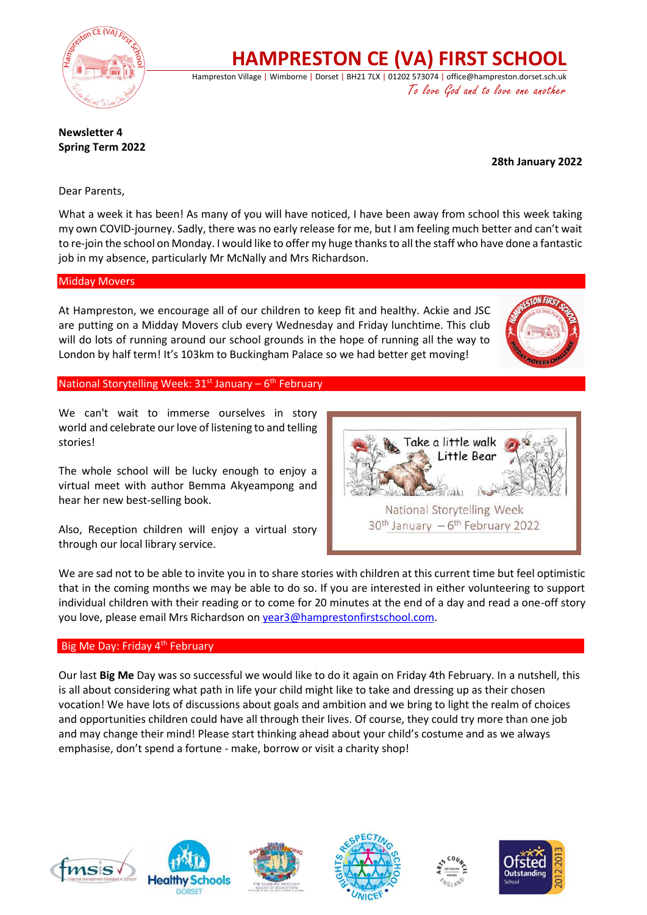# HAMPRESTON CE (VA) FIRST SCHOOL

Hampreston Village | Wimborne | Dorset | BH21 7LX | 01202 573074 | office@hampreston.dorset.sch.uk

*To love God and to love one another*

**Newsletter 4**
**Spring Term 2022**

**28th January 2022**

Dear Parents,

What a week it has been! As many of you will have noticed, I have been away from school this week taking my own COVID-journey. Sadly, there was no early release for me, but I am feeling much better and can't wait to re-join the school on Monday. I would like to offer my huge thanks to all the staff who have done a fantastic job in my absence, particularly Mr McNally and Mrs Richardson.

## Midday Movers

At Hampreston, we encourage all of our children to keep fit and healthy. Ackie and JSC are putting on a Midday Movers club every Wednesday and Friday lunchtime. This club will do lots of running around our school grounds in the hope of running all the way to London by half term! It's 103km to Buckingham Palace so we had better get moving!

## National Storytelling Week: 31st January – 6th February

We can't wait to immerse ourselves in story world and celebrate our love of listening to and telling stories!

The whole school will be lucky enough to enjoy a virtual meet with author Bemma Akyeampong and hear her new best-selling book.

Also, Reception children will enjoy a virtual story through our local library service.

Take a little walk Little Bear

National Storytelling Week
30th January – 6th February 2022

We are sad not to be able to invite you in to share stories with children at this current time but feel optimistic that in the coming months we may be able to do so. If you are interested in either volunteering to support individual children with their reading or to come for 20 minutes at the end of a day and read a one-off story you love, please email Mrs Richardson on year3@hamprestonfirstschool.com.

## Big Me Day: Friday 4th February

Our last **Big Me** Day was so successful we would like to do it again on Friday 4th February. In a nutshell, this is all about considering what path in life your child might like to take and dressing up as their chosen vocation! We have lots of discussions about goals and ambition and we bring to light the realm of choices and opportunities children could have all through their lives. Of course, they could try more than one job and may change their mind! Please start thinking ahead about your child's costume and as we always emphasise, don't spend a fortune - make, borrow or visit a charity shop!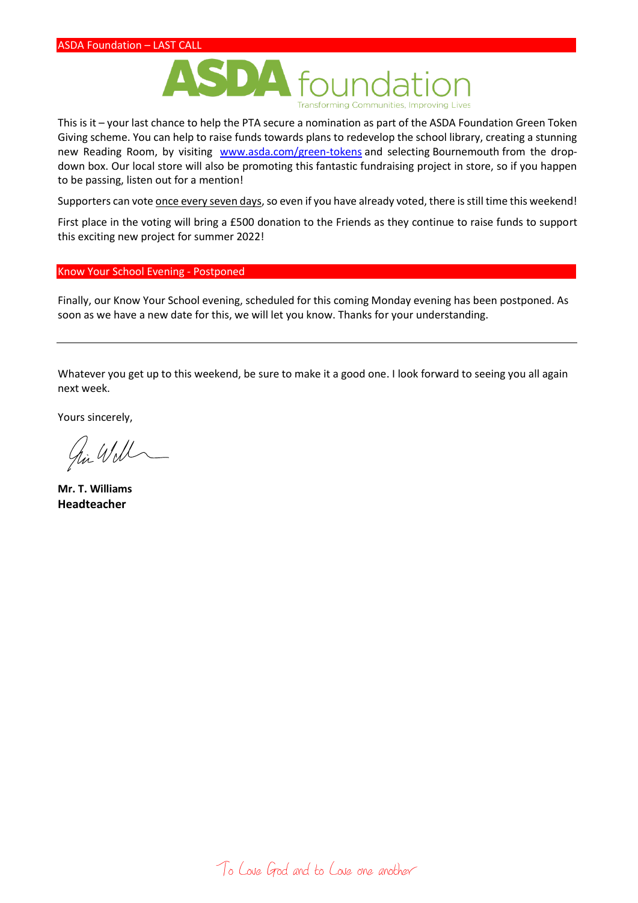## ASDA Foundation – LAST CALL

This is it – your last chance to help the PTA secure a nomination as part of the ASDA Foundation Green Token Giving scheme. You can help to raise funds towards plans to redevelop the school library, creating a stunning new Reading Room, by visiting [www.asda.com/green-tokens](http://www.asda.com/green-tokens) and selecting Bournemouth from the drop-down box. Our local store will also be promoting this fantastic fundraising project in store, so if you happen to be passing, listen out for a mention!

Supporters can vote once every seven days, so even if you have already voted, there is still time this weekend!

First place in the voting will bring a £500 donation to the Friends as they continue to raise funds to support this exciting new project for summer 2022!

## Know Your School Evening - Postponed

Finally, our Know Your School evening, scheduled for this coming Monday evening has been postponed. As soon as we have a new date for this, we will let you know. Thanks for your understanding.

---

Whatever you get up to this weekend, be sure to make it a good one. I look forward to seeing you all again next week.

Yours sincerely,

**Mr. T. Williams**
**Headteacher**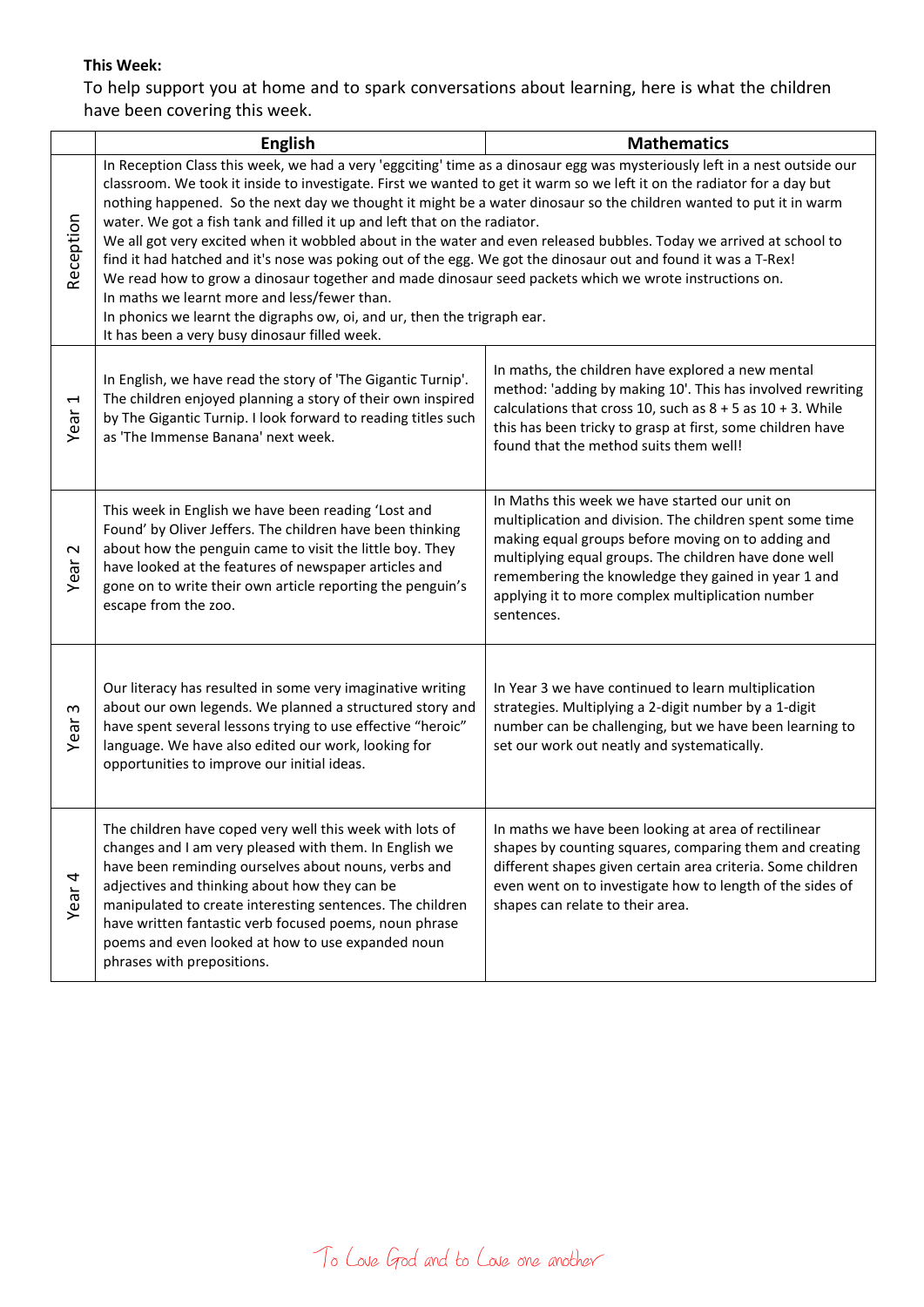**This Week:**

To help support you at home and to spark conversations about learning, here is what the children have been covering this week.

| | English | Mathematics |
|---|---|---|
| Reception | In Reception Class this week, we had a very 'eggciting' time as a dinosaur egg was mysteriously left in a nest outside our classroom. We took it inside to investigate. First we wanted to get it warm so we left it on the radiator for a day but nothing happened. So the next day we thought it might be a water dinosaur so the children wanted to put it in warm water. We got a fish tank and filled it up and left that on the radiator.<br>We all got very excited when it wobbled about in the water and even released bubbles. Today we arrived at school to find it had hatched and it's nose was poking out of the egg. We got the dinosaur out and found it was a T-Rex!<br>We read how to grow a dinosaur together and made dinosaur seed packets which we wrote instructions on.<br>In maths we learnt more and less/fewer than.<br>In phonics we learnt the digraphs ow, oi, and ur, then the trigraph ear.<br>It has been a very busy dinosaur filled week. | |
| Year 1 | In English, we have read the story of 'The Gigantic Turnip'. The children enjoyed planning a story of their own inspired by The Gigantic Turnip. I look forward to reading titles such as 'The Immense Banana' next week. | In maths, the children have explored a new mental method: 'adding by making 10'. This has involved rewriting calculations that cross 10, such as 8 + 5 as 10 + 3. While this has been tricky to grasp at first, some children have found that the method suits them well! |
| Year 2 | This week in English we have been reading 'Lost and Found' by Oliver Jeffers. The children have been thinking about how the penguin came to visit the little boy. They have looked at the features of newspaper articles and gone on to write their own article reporting the penguin's escape from the zoo. | In Maths this week we have started our unit on multiplication and division. The children spent some time making equal groups before moving on to adding and multiplying equal groups. The children have done well remembering the knowledge they gained in year 1 and applying it to more complex multiplication number sentences. |
| Year 3 | Our literacy has resulted in some very imaginative writing about our own legends. We planned a structured story and have spent several lessons trying to use effective "heroic" language. We have also edited our work, looking for opportunities to improve our initial ideas. | In Year 3 we have continued to learn multiplication strategies. Multiplying a 2-digit number by a 1-digit number can be challenging, but we have been learning to set our work out neatly and systematically. |
| Year 4 | The children have coped very well this week with lots of changes and I am very pleased with them. In English we have been reminding ourselves about nouns, verbs and adjectives and thinking about how they can be manipulated to create interesting sentences. The children have written fantastic verb focused poems, noun phrase poems and even looked at how to use expanded noun phrases with prepositions. | In maths we have been looking at area of rectilinear shapes by counting squares, comparing them and creating different shapes given certain area criteria. Some children even went on to investigate how to length of the sides of shapes can relate to their area. |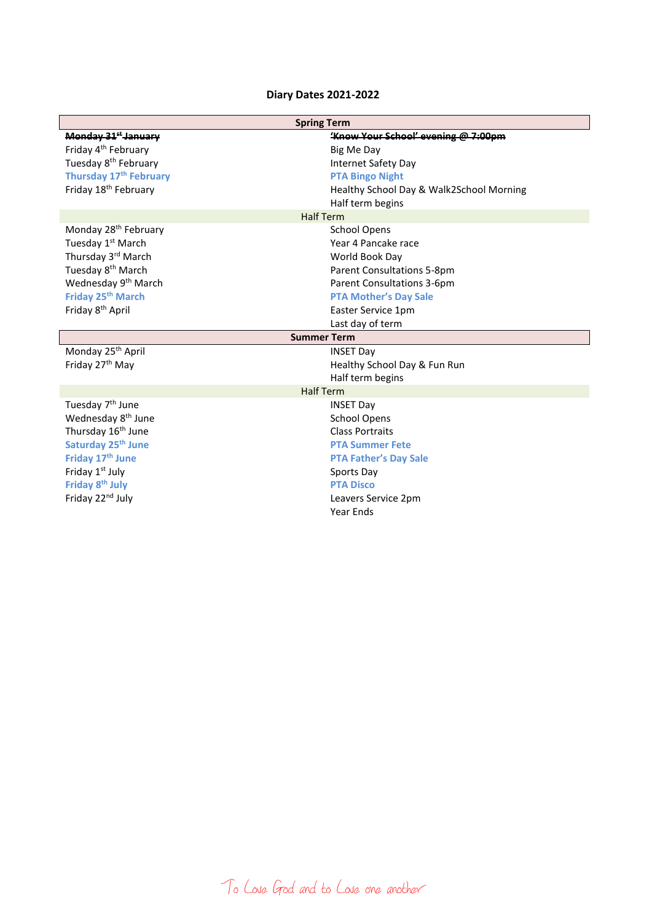**Diary Dates 2021-2022**

| | |
|---|---|
| **Spring Term** | |
| ~~**Monday 31st January**~~ | ~~**'Know Your School' evening @ 7:00pm**~~ |
| Friday 4th February | Big Me Day |
| Tuesday 8th February | Internet Safety Day |
| **Thursday 17th February** | **PTA Bingo Night** |
| Friday 18th February | Healthy School Day & Walk2School Morning |
| | Half term begins |
| Half Term | |
| Monday 28th February | School Opens |
| Tuesday 1st March | Year 4 Pancake race |
| Thursday 3rd March | World Book Day |
| Tuesday 8th March | Parent Consultations 5-8pm |
| Wednesday 9th March | Parent Consultations 3-6pm |
| **Friday 25th March** | **PTA Mother's Day Sale** |
| Friday 8th April | Easter Service 1pm |
| | Last day of term |
| **Summer Term** | |
| Monday 25th April | INSET Day |
| Friday 27th May | Healthy School Day & Fun Run |
| | Half term begins |
| Half Term | |
| Tuesday 7th June | INSET Day |
| Wednesday 8th June | School Opens |
| Thursday 16th June | Class Portraits |
| **Saturday 25th June** | **PTA Summer Fete** |
| **Friday 17th June** | **PTA Father's Day Sale** |
| Friday 1st July | Sports Day |
| **Friday 8th July** | **PTA Disco** |
| Friday 22nd July | Leavers Service 2pm |
| | Year Ends |

To Love God and to Love one another